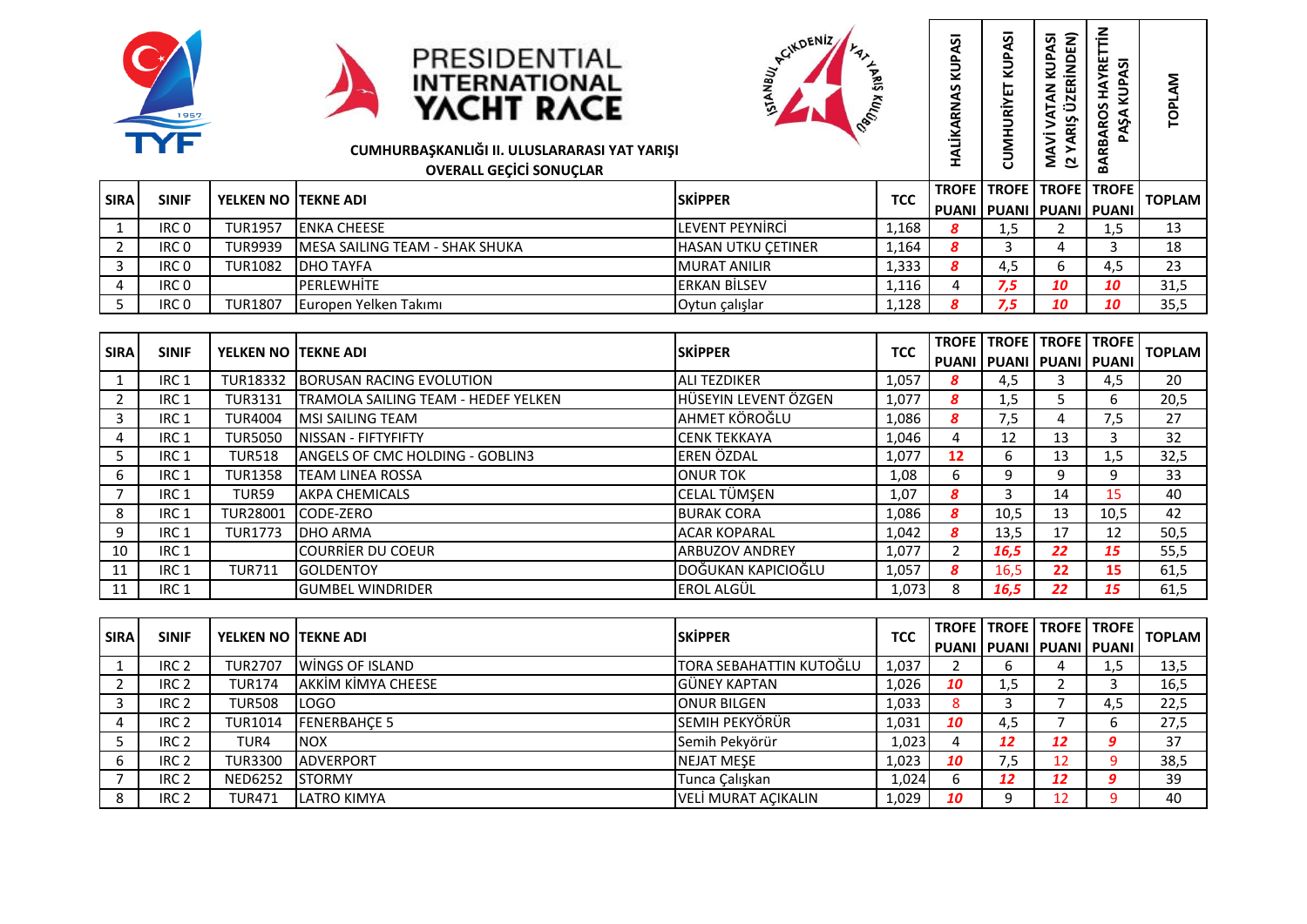# PRESIDENTIAL INTERNATIONAL YACHT RACE

## CUMHURBAŞKANLIĞI II. ULUSLARARASI YAT YARIŞI

### OVERALL GEÇİCİ SONUÇLAR

| SIRA | SINIF | YELKEN NO | TEKNE ADI | SKİPPER | TCC | HALİKARNAS KUPASI TROFE PUANI | CUMHURİYET KUPASI TROFE PUANI | MAVİ VATAN KUPASI (2 YARIŞ ÜZERİNDEN) TROFE PUANI | BARBAROS HAYRETTİN PAŞA KUPASI TROFE PUANI | TOPLAM |
|---|---|---|---|---|---|---|---|---|---|---|
| 1 | IRC 0 | TUR1957 | ENKA CHEESE | LEVENT PEYNİRCİ | 1,168 | 8 | 1,5 | 2 | 1,5 | 13 |
| 2 | IRC 0 | TUR9939 | MESA SAILING TEAM - SHAK SHUKA | HASAN UTKU ÇETINER | 1,164 | 8 | 3 | 4 | 3 | 18 |
| 3 | IRC 0 | TUR1082 | DHO TAYFA | MURAT ANILIR | 1,333 | 8 | 4,5 | 6 | 4,5 | 23 |
| 4 | IRC 0 | | PERLEWHİTE | ERKAN BİLSEV | 1,116 | 4 | 7,5 | 10 | 10 | 31,5 |
| 5 | IRC 0 | TUR1807 | Europen Yelken Takımı | Oytun çalışlar | 1,128 | 8 | 7,5 | 10 | 10 | 35,5 |

| SIRA | SINIF | YELKEN NO | TEKNE ADI | SKİPPER | TCC | TROFE PUANI | TROFE PUANI | TROFE PUANI | TROFE PUANI | TOPLAM |
|---|---|---|---|---|---|---|---|---|---|---|
| 1 | IRC 1 | TUR18332 | BORUSAN RACING EVOLUTION | ALI TEZDIKER | 1,057 | 8 | 4,5 | 3 | 4,5 | 20 |
| 2 | IRC 1 | TUR3131 | TRAMOLA SAILING TEAM - HEDEF YELKEN | HÜSEYIN LEVENT ÖZGEN | 1,077 | 8 | 1,5 | 5 | 6 | 20,5 |
| 3 | IRC 1 | TUR4004 | MSI SAILING TEAM | AHMET KÖROĞLU | 1,086 | 8 | 7,5 | 4 | 7,5 | 27 |
| 4 | IRC 1 | TUR5050 | NISSAN - FIFTYFIFTY | CENK TEKKAYA | 1,046 | 4 | 12 | 13 | 3 | 32 |
| 5 | IRC 1 | TUR518 | ANGELS OF CMC HOLDING - GOBLIN3 | EREN ÖZDAL | 1,077 | 12 | 6 | 13 | 1,5 | 32,5 |
| 6 | IRC 1 | TUR1358 | TEAM LINEA ROSSA | ONUR TOK | 1,08 | 6 | 9 | 9 | 9 | 33 |
| 7 | IRC 1 | TUR59 | AKPA CHEMICALS | CELAL TÜMŞEN | 1,07 | 8 | 3 | 14 | 15 | 40 |
| 8 | IRC 1 | TUR28001 | CODE-ZERO | BURAK CORA | 1,086 | 8 | 10,5 | 13 | 10,5 | 42 |
| 9 | IRC 1 | TUR1773 | DHO ARMA | ACAR KOPARAL | 1,042 | 8 | 13,5 | 17 | 12 | 50,5 |
| 10 | IRC 1 | | COURRİER DU COEUR | ARBUZOV ANDREY | 1,077 | 2 | 16,5 | 22 | 15 | 55,5 |
| 11 | IRC 1 | TUR711 | GOLDENTOY | DOĞUKAN KAPICIOĞLU | 1,057 | 8 | 16,5 | 22 | 15 | 61,5 |
| 11 | IRC 1 | | GUMBEL WINDRIDER | EROL ALGÜL | 1,073 | 8 | 16,5 | 22 | 15 | 61,5 |

| SIRA | SINIF | YELKEN NO | TEKNE ADI | SKİPPER | TCC | TROFE PUANI | TROFE PUANI | TROFE PUANI | TROFE PUANI | TOPLAM |
|---|---|---|---|---|---|---|---|---|---|---|
| 1 | IRC 2 | TUR2707 | WİNGS OF ISLAND | TORA SEBAHATTIN KUTOĞLU | 1,037 | 2 | 6 | 4 | 1,5 | 13,5 |
| 2 | IRC 2 | TUR174 | AKKİM KİMYA CHEESE | GÜNEY KAPTAN | 1,026 | 10 | 1,5 | 2 | 3 | 16,5 |
| 3 | IRC 2 | TUR508 | LOGO | ONUR BILGEN | 1,033 | 8 | 3 | 7 | 4,5 | 22,5 |
| 4 | IRC 2 | TUR1014 | FENERBAHÇE 5 | SEMIH PEKYÖRÜR | 1,031 | 10 | 4,5 | 7 | 6 | 27,5 |
| 5 | IRC 2 | TUR4 | NOX | Semih Pekyörür | 1,023 | 4 | 12 | 12 | 9 | 37 |
| 6 | IRC 2 | TUR3300 | ADVERPORT | NEJAT MEŞE | 1,023 | 10 | 7,5 | 12 | 9 | 38,5 |
| 7 | IRC 2 | NED6252 | STORMY | Tunca Çalışkan | 1,024 | 6 | 12 | 12 | 9 | 39 |
| 8 | IRC 2 | TUR471 | LATRO KIMYA | VELİ MURAT AÇIKALIN | 1,029 | 10 | 9 | 12 | 9 | 40 |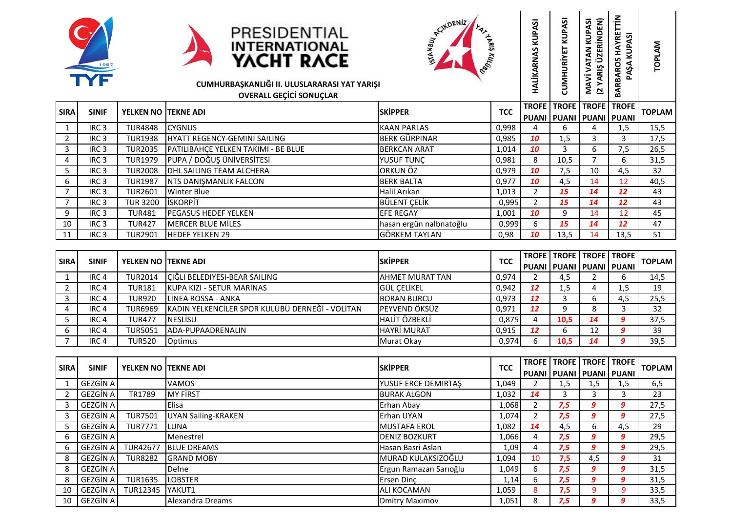# PRESIDENTIAL INTERNATIONAL YACHT RACE

**CUMHURBAŞKANLIĞI II. ULUSLARARASI YAT YARIŞI**

**OVERALL GEÇİCİ SONUÇLAR**

| SIRA | SINIF | YELKEN NO | TEKNE ADI | SKİPPER | TCC | HALİKARNAS KUPASI TROFE PUANI | CUMHURİYET KUPASI TROFE PUANI | MAVİ VATAN KUPASI (2 YARIŞ ÜZERİNDEN) TROFE PUANI | BARBAROS HAYRETTİN PAŞA KUPASI TROFE PUANI | TOPLAM |
|---|---|---|---|---|---|---|---|---|---|---|
| 1 | IRC 3 | TUR4848 | CYGNUS | KAAN PARLAS | 0,998 | 4 | 6 | 4 | 1,5 | 15,5 |
| 2 | IRC 3 | TUR1938 | HYATT REGENCY-GEMINI SAILING | BERK GÜRPINAR | 0,985 | 10 | 1,5 | 3 | 3 | 17,5 |
| 3 | IRC 3 | TUR2035 | PATILIBAHÇE YELKEN TAKIMI - BE BLUE | BERKCAN ARAT | 1,014 | 10 | 3 | 6 | 7,5 | 26,5 |
| 4 | IRC 3 | TUR1979 | PUPA / DOĞUŞ ÜNİVERSİTESİ | YUSUF TUNÇ | 0,981 | 8 | 10,5 | 7 | 6 | 31,5 |
| 5 | IRC 3 | TUR2008 | DHL SAILING TEAM ALCHERA | ORKUN ÖZ | 0,979 | 10 | 7,5 | 10 | 4,5 | 32 |
| 6 | IRC 3 | TUR1987 | NTS DANIŞMANLIK FALCON | BERK BALTA | 0,977 | 10 | 4,5 | 14 | 12 | 40,5 |
| 7 | IRC 3 | TUR2601 | Winter Blue | Halil Arıkan | 1,013 | 2 | 15 | 14 | 12 | 43 |
| 7 | IRC 3 | TUR 3200 | İSKORPİT | BÜLENT ÇELİK | 0,995 | 2 | 15 | 14 | 12 | 43 |
| 9 | IRC 3 | TUR481 | PEGASUS HEDEF YELKEN | EFE REGAY | 1,001 | 10 | 9 | 14 | 12 | 45 |
| 10 | IRC 3 | TUR427 | MERCER BLUE MİLES | hasan ergün nalbantoğlu | 0,999 | 6 | 15 | 14 | 12 | 47 |
| 11 | IRC 3 | TUR2901 | HEDEF YELKEN 29 | GÖRKEM TAYLAN | 0,98 | 10 | 13,5 | 14 | 13,5 | 51 |

| SIRA | SINIF | YELKEN NO | TEKNE ADI | SKİPPER | TCC | TROFE PUANI | TROFE PUANI | TROFE PUANI | TROFE PUANI | TOPLAM |
|---|---|---|---|---|---|---|---|---|---|---|
| 1 | IRC 4 | TUR2014 | ÇIĞLI BELEDIYESI-BEAR SAILING | AHMET MURAT TAN | 0,974 | 2 | 4,5 | 2 | 6 | 14,5 |
| 2 | IRC 4 | TUR181 | KUPA KIZI - SETUR MARİNAS | GÜL ÇELİKEL | 0,942 | 12 | 1,5 | 4 | 1,5 | 19 |
| 3 | IRC 4 | TUR920 | LINEA ROSSA - ANKA | BORAN BURCU | 0,973 | 12 | 3 | 6 | 4,5 | 25,5 |
| 4 | IRC 4 | TUR6969 | KADIN YELKENCİLER SPOR KULÜBÜ DERNEĞİ - VOLİTAN | PEYVEND ÖKSÜZ | 0,971 | 12 | 9 | 8 | 3 | 32 |
| 5 | IRC 4 | TUR477 | NESLİSU | HALİT ÖZBEKLİ | 0,875 | 4 | 10,5 | 14 | 9 | 37,5 |
| 6 | IRC 4 | TUR5051 | ADA-PUPAADRENALIN | HAYRİ MURAT | 0,915 | 12 | 6 | 12 | 9 | 39 |
| 7 | IRC 4 | TUR520 | Optimus | Murat Okay | 0,974 | 6 | 10,5 | 14 | 9 | 39,5 |

| SIRA | SINIF | YELKEN NO | TEKNE ADI | SKİPPER | TCC | TROFE PUANI | TROFE PUANI | TROFE PUANI | TROFE PUANI | TOPLAM |
|---|---|---|---|---|---|---|---|---|---|---|
| 1 | GEZGİN A | | VAMOS | YUSUF ERCE DEMIRTAŞ | 1,049 | 2 | 1,5 | 1,5 | 1,5 | 6,5 |
| 2 | GEZGİN A | TR1789 | MY FİRST | BURAK ALGON | 1,032 | 14 | 3 | 3 | 3 | 23 |
| 3 | GEZGİN A | | Elisa | Erhan Abay | 1,068 | 2 | 7,5 | 9 | 9 | 27,5 |
| 3 | GEZGİN A | TUR7501 | UYAN Sailing-KRAKEN | Erhan UYAN | 1,074 | 2 | 7,5 | 9 | 9 | 27,5 |
| 5 | GEZGİN A | TUR7771 | LUNA | MUSTAFA EROL | 1,082 | 14 | 4,5 | 6 | 4,5 | 29 |
| 6 | GEZGİN A | | Menestrel | DENİZ BOZKURT | 1,066 | 4 | 7,5 | 9 | 9 | 29,5 |
| 6 | GEZGİN A | TUR42677 | BLUE DREAMS | Hasan Basri Aslan | 1,09 | 4 | 7,5 | 9 | 9 | 29,5 |
| 8 | GEZGİN A | TUR8282 | GRAND MOBY | MURAD KULAKSIZOĞLU | 1,094 | 10 | 7,5 | 4,5 | 9 | 31 |
| 8 | GEZGİN A | | Defne | Ergun Ramazan Sarıoğlu | 1,049 | 6 | 7,5 | 9 | 9 | 31,5 |
| 8 | GEZGİN A | TUR1635 | LOBSTER | Ersen Dinç | 1,14 | 6 | 7,5 | 9 | 9 | 31,5 |
| 10 | GEZGİN A | TUR12345 | YAKUT1 | ALI KOCAMAN | 1,059 | 8 | 7,5 | 9 | 9 | 33,5 |
| 10 | GEZGİN A | | Alexandra Dreams | Dmitry Maximov | 1,051 | 8 | 7,5 | 9 | 9 | 33,5 |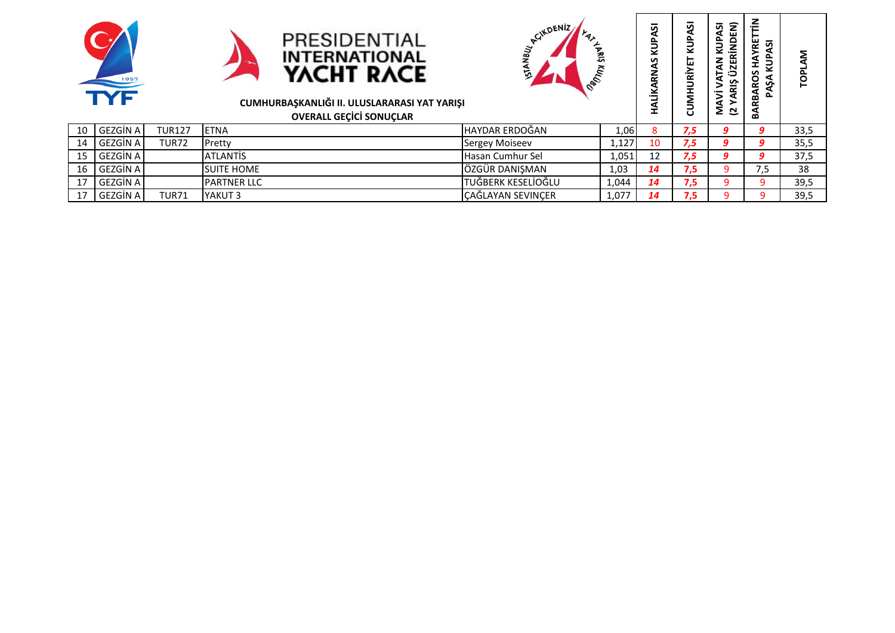PRESIDENTIAL INTERNATIONAL YACHT RACE

**CUMHURBAŞKANLIĞI II. ULUSLARARASI YAT YARIŞI**

**OVERALL GEÇİCİ SONUÇLAR**

| | | | | | | HALİKARNAS KUPASI | CUMHURİYET KUPASI | MAVİ VATAN KUPASI (2 YARIŞ ÜZERİNDEN) | BARBAROS HAYRETTİN PAŞA KUPASI | TOPLAM |
|---|---|---|---|---|---|---|---|---|---|---|
| 10 | GEZGİN A | TUR127 | ETNA | HAYDAR ERDOĞAN | 1,06 | 8 | 7,5 | 9 | 9 | 33,5 |
| 14 | GEZGİN A | TUR72 | Pretty | Sergey Moiseev | 1,127 | 10 | 7,5 | 9 | 9 | 35,5 |
| 15 | GEZGİN A | | ATLANTİS | Hasan Cumhur Sel | 1,051 | 12 | 7,5 | 9 | 9 | 37,5 |
| 16 | GEZGİN A | | SUITE HOME | ÖZGÜR DANIŞMAN | 1,03 | 14 | 7,5 | 9 | 7,5 | 38 |
| 17 | GEZGİN A | | PARTNER LLC | TUĞBERK KESELİOĞLU | 1,044 | 14 | 7,5 | 9 | 9 | 39,5 |
| 17 | GEZGİN A | TUR71 | YAKUT 3 | ÇAĞLAYAN SEVİNÇER | 1,077 | 14 | 7,5 | 9 | 9 | 39,5 |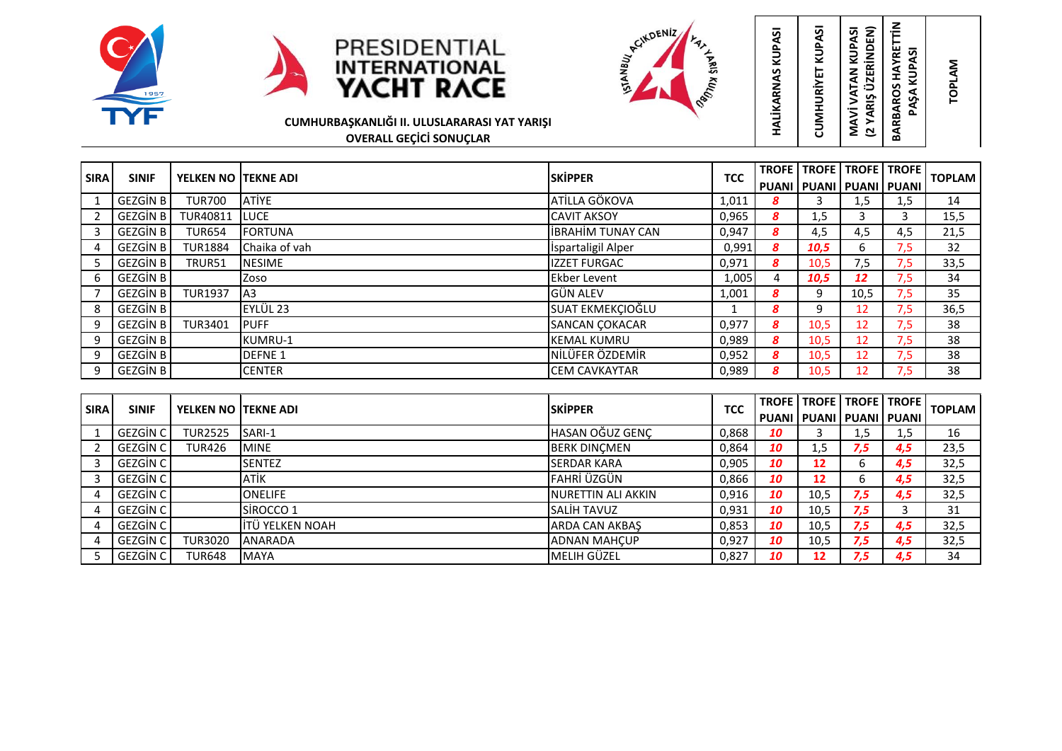**CUMHURBAŞKANLIĞI II. ULUSLARARASI YAT YARIŞI**
**OVERALL GEÇİCİ SONUÇLAR**

| | | | | | | HALİKARNAS KUPASI | CUMHURİYET KUPASI | MAVİ VATAN KUPASI (2 YARIŞ ÜZERİNDEN) | BARBAROS HAYRETTİN PAŞA KUPASI | TOPLAM |
|---|---|---|---|---|---|---|---|---|---|---|
| SIRA | SINIF | YELKEN NO | TEKNE ADI | SKİPPER | TCC | TROFE PUANI | TROFE PUANI | TROFE PUANI | TROFE PUANI | TOPLAM |
| 1 | GEZGİN B | TUR700 | ATİYE | ATİLLA GÖKOVA | 1,011 | 8 | 3 | 1,5 | 1,5 | 14 |
| 2 | GEZGİN B | TUR40811 | LUCE | CAVIT AKSOY | 0,965 | 8 | 1,5 | 3 | 3 | 15,5 |
| 3 | GEZGİN B | TUR654 | FORTUNA | İBRAHİM TUNAY CAN | 0,947 | 8 | 4,5 | 4,5 | 4,5 | 21,5 |
| 4 | GEZGİN B | TUR1884 | Chaika of vah | İspartaligil Alper | 0,991 | 8 | 10,5 | 6 | 7,5 | 32 |
| 5 | GEZGİN B | TRUR51 | NESIME | IZZET FURGAC | 0,971 | 8 | 10,5 | 7,5 | 7,5 | 33,5 |
| 6 | GEZGİN B | | Zoso | Ekber Levent | 1,005 | 4 | 10,5 | 12 | 7,5 | 34 |
| 7 | GEZGİN B | TUR1937 | A3 | GÜN ALEV | 1,001 | 8 | 9 | 10,5 | 7,5 | 35 |
| 8 | GEZGİN B | | EYLÜL 23 | SUAT EKMEKÇIOĞLU | 1 | 8 | 9 | 12 | 7,5 | 36,5 |
| 9 | GEZGİN B | TUR3401 | PUFF | SANCAN ÇOKACAR | 0,977 | 8 | 10,5 | 12 | 7,5 | 38 |
| 9 | GEZGİN B | | KUMRU-1 | KEMAL KUMRU | 0,989 | 8 | 10,5 | 12 | 7,5 | 38 |
| 9 | GEZGİN B | | DEFNE 1 | NİLÜFER ÖZDEMİR | 0,952 | 8 | 10,5 | 12 | 7,5 | 38 |
| 9 | GEZGİN B | | CENTER | CEM CAVKAYTAR | 0,989 | 8 | 10,5 | 12 | 7,5 | 38 |

| SIRA | SINIF | YELKEN NO | TEKNE ADI | SKİPPER | TCC | TROFE PUANI | TROFE PUANI | TROFE PUANI | TROFE PUANI | TOPLAM |
|---|---|---|---|---|---|---|---|---|---|---|
| 1 | GEZGİN C | TUR2525 | SARI-1 | HASAN OĞUZ GENÇ | 0,868 | 10 | 3 | 1,5 | 1,5 | 16 |
| 2 | GEZGİN C | TUR426 | MINE | BERK DINÇMEN | 0,864 | 10 | 1,5 | 7,5 | 4,5 | 23,5 |
| 3 | GEZGİN C | | SENTEZ | SERDAR KARA | 0,905 | 10 | 12 | 6 | 4,5 | 32,5 |
| 3 | GEZGİN C | | ATİK | FAHRİ ÜZGÜN | 0,866 | 10 | 12 | 6 | 4,5 | 32,5 |
| 4 | GEZGİN C | | ONELIFE | NURETTIN ALI AKKIN | 0,916 | 10 | 10,5 | 7,5 | 4,5 | 32,5 |
| 4 | GEZGİN C | | SİROCCO 1 | SALİH TAVUZ | 0,931 | 10 | 10,5 | 7,5 | 3 | 31 |
| 4 | GEZGİN C | | İTÜ YELKEN NOAH | ARDA CAN AKBAŞ | 0,853 | 10 | 10,5 | 7,5 | 4,5 | 32,5 |
| 4 | GEZGİN C | TUR3020 | ANARADA | ADNAN MAHÇUP | 0,927 | 10 | 10,5 | 7,5 | 4,5 | 32,5 |
| 5 | GEZGİN C | TUR648 | MAYA | MELIH GÜZEL | 0,827 | 10 | 12 | 7,5 | 4,5 | 34 |